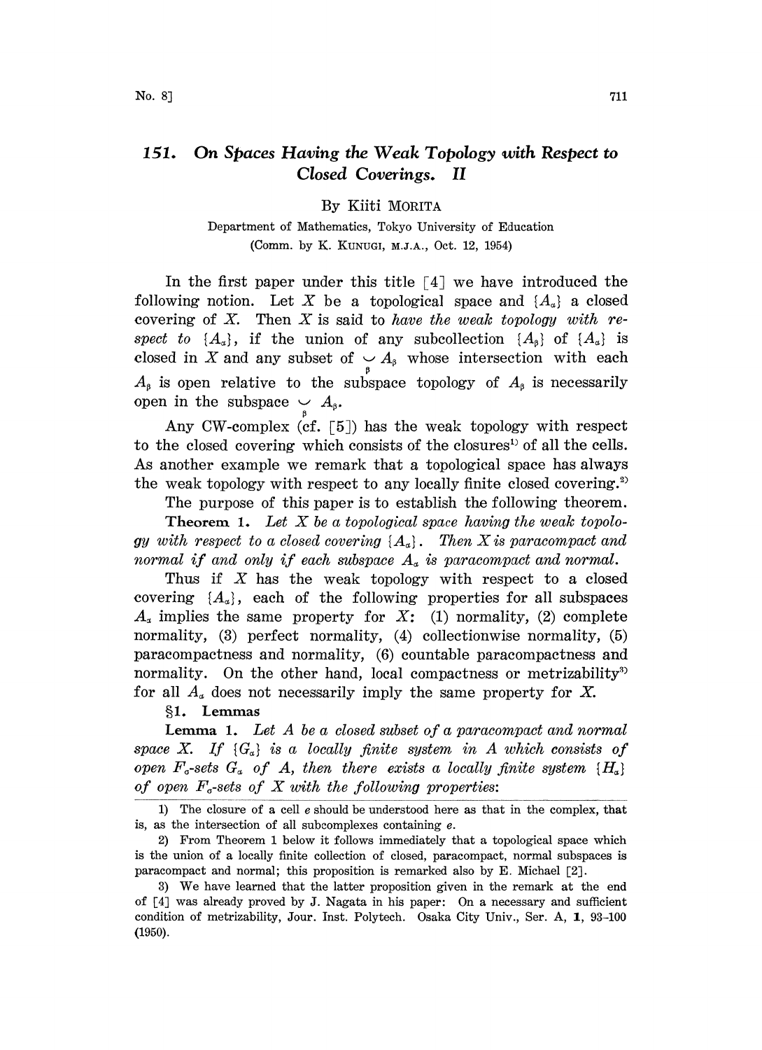# 151. On Spaces Having the Weak Topology with Respect to Closed Coverings. II

By Kiiti MORITA

Department of Mathematics, Tokyo University of Education

(Comm. by K. KUNUGI, M.J.A., Oct. 12, 1954)

In the first paper under this title [4] we have introduced the following notion. Let $X$ be a topological space and $\{A_\alpha\}$ a closed covering of $X$. Then $X$ is said to *have the weak topology with respect to* $\{A_\alpha\}$, if the union of any subcollection $\{A_\beta\}$ of $\{A_\alpha\}$ is closed in $X$ and any subset of $\bigcup_\beta A_\beta$ whose intersection with each $A_\beta$ is open relative to the subspace topology of $A_\beta$ is necessarily open in the subspace $\bigcup_\beta A_\beta$.

Any CW-complex (cf. [5]) has the weak topology with respect to the closed covering which consists of the closures[1] of all the cells. As another example we remark that a topological space has always the weak topology with respect to any locally finite closed covering.[2]

The purpose of this paper is to establish the following theorem.

**Theorem 1.** *Let $X$ be a topological space having the weak topology with respect to a closed covering $\{A_\alpha\}$. Then $X$ is paracompact and normal if and only if each subspace $A_\alpha$ is paracompact and normal.*

Thus if $X$ has the weak topology with respect to a closed covering $\{A_\alpha\}$, each of the following properties for all subspaces $A_\alpha$ implies the same property for $X$: (1) normality, (2) complete normality, (3) perfect normality, (4) collectionwise normality, (5) paracompactness and normality, (6) countable paracompactness and normality. On the other hand, local compactness or metrizability[3] for all $A_\alpha$ does not necessarily imply the same property for $X$.

## §1. Lemmas

**Lemma 1.** *Let $A$ be a closed subset of a paracompact and normal space $X$. If $\{G_\alpha\}$ is a locally finite system in $A$ which consists of open $F_\sigma$-sets $G_\alpha$ of $A$, then there exists a locally finite system $\{H_\alpha\}$ of open $F_\sigma$-sets of $X$ with the following properties:*

---

1) The closure of a cell $e$ should be understood here as that in the complex, that is, as the intersection of all subcomplexes containing $e$.

2) From Theorem 1 below it follows immediately that a topological space which is the union of a locally finite collection of closed, paracompact, normal subspaces is paracompact and normal; this proposition is remarked also by E. Michael [2].

3) We have learned that the latter proposition given in the remark at the end of [4] was already proved by J. Nagata in his paper: On a necessary and sufficient condition of metrizability, Jour. Inst. Polytech. Osaka City Univ., Ser. A, **1**, 93–100 (1950).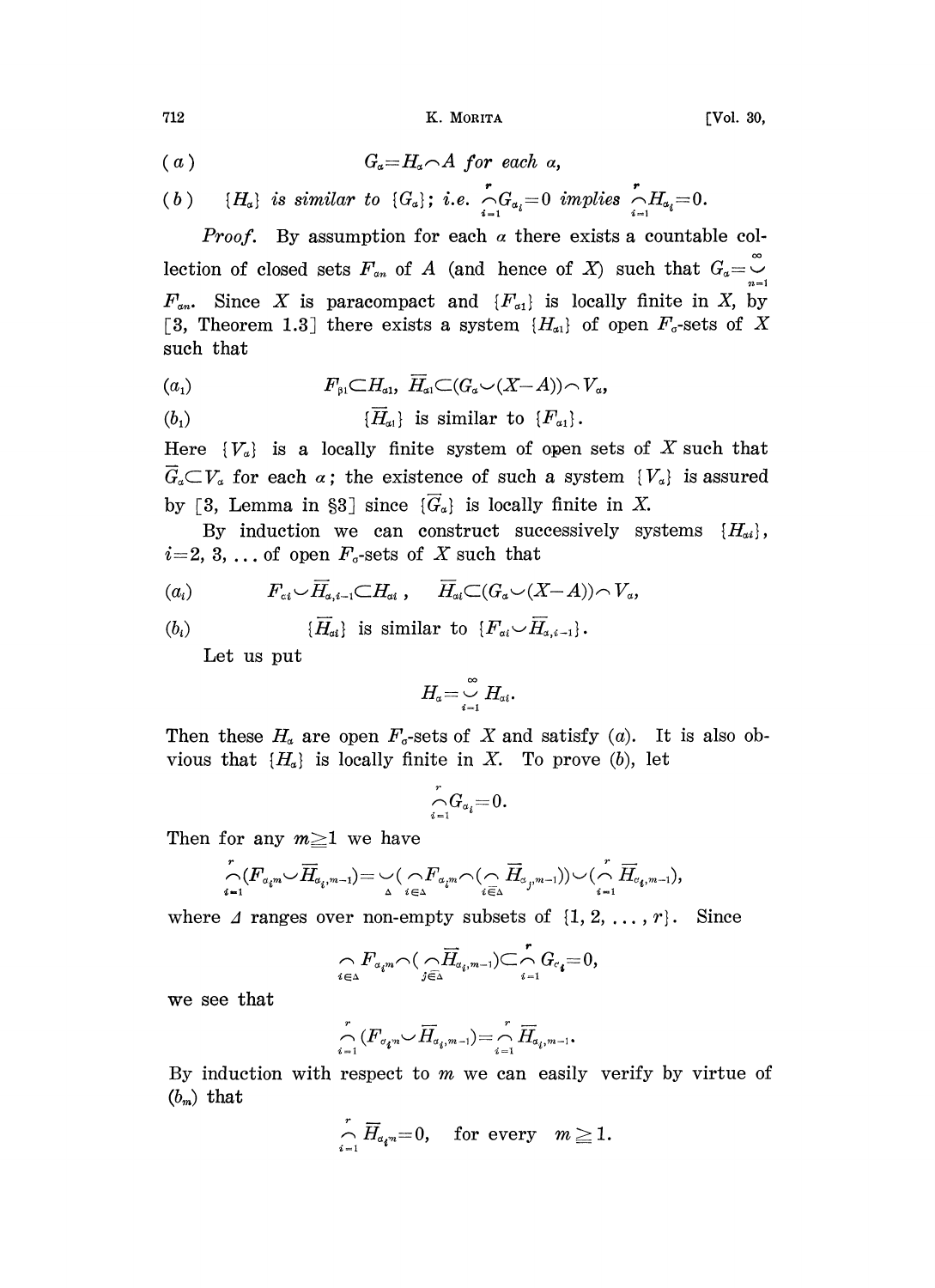$(a)$ $\qquad G_\alpha = H_\alpha \frown A$ *for each* $\alpha$,

$(b)$ $\qquad \{H_\alpha\}$ *is similar to* $\{G_\alpha\}$; *i.e.* $\overset{r}{\underset{i=1}{\frown}} G_{\alpha_i} = 0$ *implies* $\overset{r}{\underset{i=1}{\frown}} H_{\alpha_i} = 0$.

*Proof.* By assumption for each $\alpha$ there exists a countable collection of closed sets $F_{\alpha n}$ of $A$ (and hence of $X$) such that $G_\alpha = \overset{\infty}{\underset{n=1}{\smile}} F_{\alpha n}$. Since $X$ is paracompact and $\{F_{\alpha 1}\}$ is locally finite in $X$, by [3, Theorem 1.3] there exists a system $\{H_{\alpha 1}\}$ of open $F_\sigma$-sets of $X$ such that

$(a_1)$ $\qquad F_{\beta 1} \subset H_{\alpha 1},\ \overline{H}_{\alpha 1} \subset (G_\alpha \smile (X - A)) \frown V_\alpha$,

$(b_1)$ $\qquad \{\overline{H}_{\alpha 1}\}$ is similar to $\{F_{\alpha 1}\}$.

Here $\{V_\alpha\}$ is a locally finite system of open sets of $X$ such that $\overline{G}_\alpha \subset V_\alpha$ for each $\alpha$; the existence of such a system $\{V_\alpha\}$ is assured by [3, Lemma in §3] since $\{\overline{G}_\alpha\}$ is locally finite in $X$.

By induction we can construct successively systems $\{H_{\alpha i}\}$, $i = 2, 3, \ldots$ of open $F_\sigma$-sets of $X$ such that

$(a_i)$ $\qquad F_{\alpha i} \smile \overline{H}_{\alpha, i-1} \subset H_{\alpha i}, \quad \overline{H}_{\alpha i} \subset (G_\alpha \smile (X - A)) \frown V_\alpha$,

$(b_i)$ $\qquad \{\overline{H}_{\alpha i}\}$ is similar to $\{F_{\alpha i} \smile \overline{H}_{\alpha, i-1}\}$.

Let us put

$$H_\alpha = \overset{\infty}{\underset{i=1}{\smile}} H_{\alpha i}.$$

Then these $H_\alpha$ are open $F_\sigma$-sets of $X$ and satisfy $(a)$. It is also obvious that $\{H_\alpha\}$ is locally finite in $X$. To prove $(b)$, let

$$\overset{r}{\underset{i=1}{\frown}} G_{\alpha_i} = 0.$$

Then for any $m \geqq 1$ we have

$$\overset{r}{\underset{i=1}{\frown}} (F_{\alpha_i m} \smile \overline{H}_{\alpha_i, m-1}) = \underset{\Delta}{\smile} (\underset{i \in \Delta}{\frown} F_{\alpha_i m} \frown (\underset{j \bar{\in} \Delta}{\frown} \overline{H}_{\alpha_j, m-1})) \smile (\overset{r}{\underset{i=1}{\frown}} \overline{H}_{\alpha_i, m-1}),$$

where $\Delta$ ranges over non-empty subsets of $\{1, 2, \ldots, r\}$. Since

$$\underset{i \in \Delta}{\frown} F_{\alpha_i m} \frown (\underset{j \bar{\in} \Delta}{\frown} \overline{H}_{\alpha_j, m-1}) \subset \overset{r}{\underset{i=1}{\frown}} G_{\alpha_i} = 0,$$

we see that

$$\overset{r}{\underset{i=1}{\frown}} (F_{\alpha_i m} \smile \overline{H}_{\alpha_i, m-1}) = \overset{r}{\underset{i=1}{\frown}} \overline{H}_{\alpha_i, m-1}.$$

By induction with respect to $m$ we can easily verify by virtue of $(b_m)$ that

$$\overset{r}{\underset{i=1}{\frown}} \overline{H}_{\alpha_i m} = 0, \quad \text{for every} \quad m \geqq 1.$$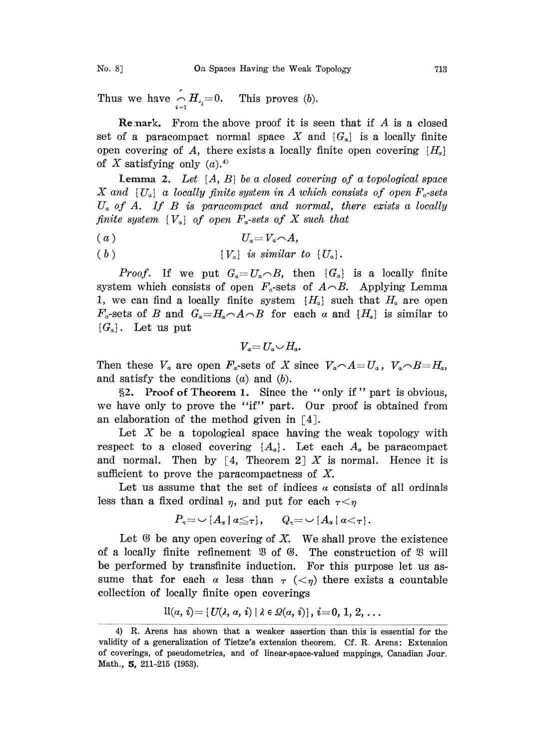Thus we have $\bigcap_{i=1}^{r} H_{\lambda_i}=0$. This proves (*b*).

**Remark.** From the above proof it is seen that if $A$ is a closed set of a paracompact normal space $X$ and $\{G_\alpha\}$ is a locally finite open covering of $A$, there exists a locally finite open covering $\{H_\alpha\}$ of $X$ satisfying only (*a*).[4]

**Lemma 2.** *Let $\{A, B\}$ be a closed covering of a topological space $X$ and $\{U_\alpha\}$ a locally finite system in $A$ which consists of open $F_\sigma$-sets $U_\alpha$ of $A$. If $B$ is paracompact and normal, there exists a locally finite system $\{V_\alpha\}$ of open $F_\sigma$-sets of $X$ such that*

(*a*) $$U_\alpha = V_\alpha \cap A,$$

(*b*) $$\{V_\alpha\} \text{ is similar to } \{U_\alpha\}.$$

*Proof.* If we put $G_\alpha = U_\alpha \cap B$, then $\{G_\alpha\}$ is a locally finite system which consists of open $F_\sigma$-sets of $A \cap B$. Applying Lemma 1, we can find a locally finite system $\{H_\alpha\}$ such that $H_\alpha$ are open $F_\sigma$-sets of $B$ and $G_\alpha = H_\alpha \cap A \cap B$ for each $\alpha$ and $\{H_\alpha\}$ is similar to $\{G_\alpha\}$. Let us put

$$V_\alpha = U_\alpha \cup H_\alpha.$$

Then these $V_\alpha$ are open $F_\sigma$-sets of $X$ since $V_\alpha \cap A = U_\alpha$, $V_\alpha \cap B = H_\alpha$, and satisfy the conditions (*a*) and (*b*).

**§2. Proof of Theorem 1.** Since the "only if" part is obvious, we have only to prove the "if" part. Our proof is obtained from an elaboration of the method given in [4].

Let $X$ be a topological space having the weak topology with respect to a closed covering $\{A_\alpha\}$. Let each $A_\alpha$ be paracompact and normal. Then by [4, Theorem 2] $X$ is normal. Hence it is sufficient to prove the paracompactness of $X$.

Let us assume that the set of indices $\alpha$ consists of all ordinals less than a fixed ordinal $\eta$, and put for each $\tau < \eta$

$$P_\tau = \cup \{A_\alpha \mid \alpha \leqq \tau\}, \qquad Q_\tau = \cup \{A_\alpha \mid \alpha < \tau\}.$$

Let $\mathfrak{G}$ be any open covering of $X$. We shall prove the existence of a locally finite refinement $\mathfrak{V}$ of $\mathfrak{G}$. The construction of $\mathfrak{V}$ will be performed by transfinite induction. For this purpose let us assume that for each $\alpha$ less than $\tau$ $(<\eta)$ there exists a countable collection of locally finite open coverings

$$\mathfrak{U}(\alpha, i) = \{U(\lambda, \alpha, i) \mid \lambda \in \Omega(\alpha, i)\},\ i=0, 1, 2, \dots$$

---

4) R. Arens has shown that a weaker assertion than this is essential for the validity of a generalization of Tietze's extension theorem. Cf. R. Arens: Extension of coverings, of pseudometrics, and of linear-space-valued mappings, Canadian Jour. Math., **5**, 211–215 (1953).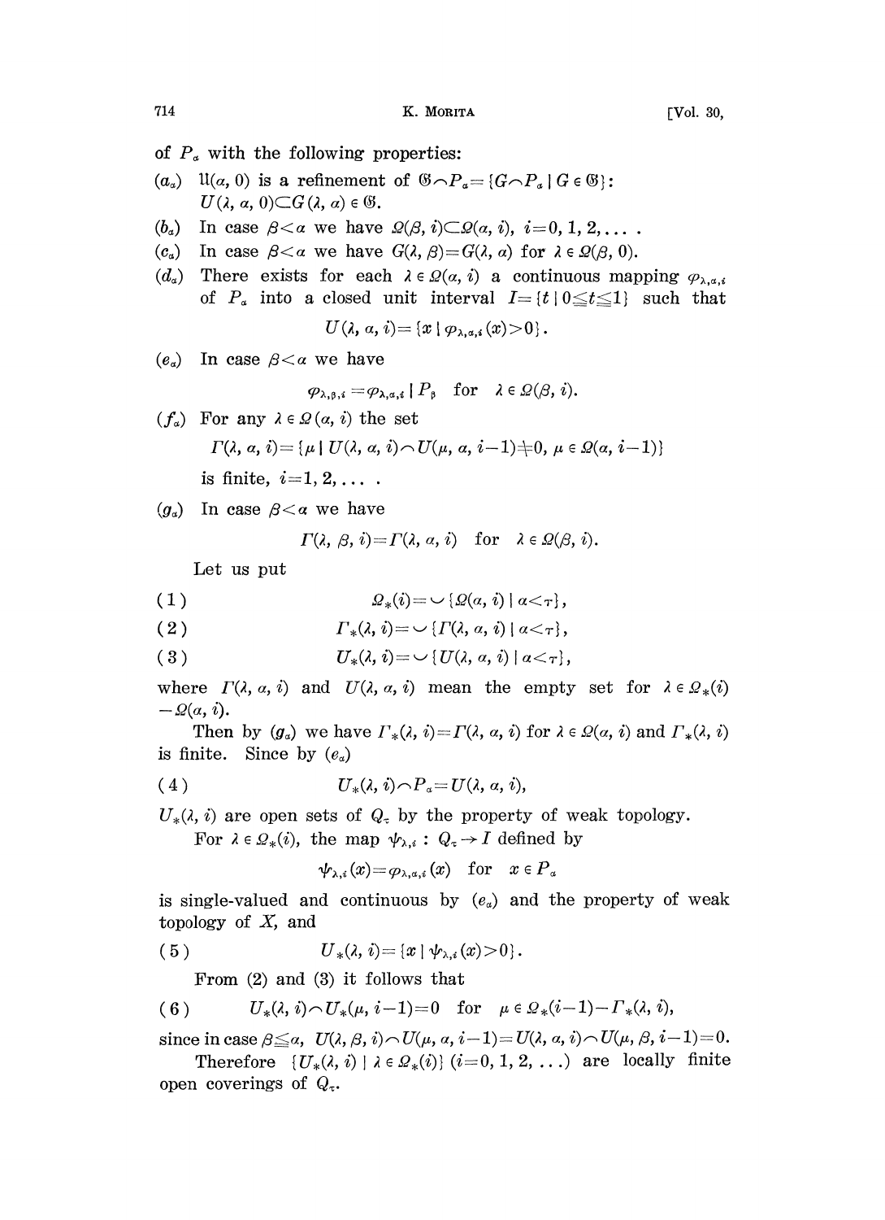of $P_\alpha$ with the following properties:

($a_\alpha$) $\mathfrak{U}(\alpha, 0)$ is a refinement of $\mathfrak{G} \frown P_\alpha = \{G \frown P_\alpha \mid G \in \mathfrak{G}\}$: $U(\lambda, \alpha, 0) \subset G(\lambda, \alpha) \in \mathfrak{G}$.

($b_\alpha$) In case $\beta < \alpha$ we have $\Omega(\beta, i) \subset \Omega(\alpha, i)$, $i = 0, 1, 2, \ldots$ .

($c_\alpha$) In case $\beta < \alpha$ we have $G(\lambda, \beta) = G(\lambda, \alpha)$ for $\lambda \in \Omega(\beta, 0)$.

($d_\alpha$) There exists for each $\lambda \in \Omega(\alpha, i)$ a continuous mapping $\varphi_{\lambda,\alpha,i}$ of $P_\alpha$ into a closed unit interval $I = \{t \mid 0 \leqq t \leqq 1\}$ such that

$$U(\lambda, \alpha, i) = \{x \mid \varphi_{\lambda,\alpha,i}(x) > 0\}.$$

($e_\alpha$) In case $\beta < \alpha$ we have

$$\varphi_{\lambda,\beta,i} = \varphi_{\lambda,\alpha,i} \mid P_\beta \quad \text{for} \quad \lambda \in \Omega(\beta, i).$$

($f_\alpha$) For any $\lambda \in \Omega(\alpha, i)$ the set

$$\Gamma(\lambda, \alpha, i) = \{\mu \mid U(\lambda, \alpha, i) \frown U(\mu, \alpha, i-1) \neq 0, \ \mu \in \Omega(\alpha, i-1)\}$$

is finite, $i = 1, 2, \ldots$ .

($g_\alpha$) In case $\beta < \alpha$ we have

$$\Gamma(\lambda, \beta, i) = \Gamma(\lambda, \alpha, i) \quad \text{for} \quad \lambda \in \Omega(\beta, i).$$

Let us put

$$\Omega_*(i) = \smile \{\Omega(\alpha, i) \mid \alpha < \tau\}, \tag{1}$$

$$\Gamma_*(\lambda, i) = \smile \{\Gamma(\lambda, \alpha, i) \mid \alpha < \tau\}, \tag{2}$$

$$U_*(\lambda, i) = \smile \{U(\lambda, \alpha, i) \mid \alpha < \tau\}, \tag{3}$$

where $\Gamma(\lambda, \alpha, i)$ and $U(\lambda, \alpha, i)$ mean the empty set for $\lambda \in \Omega_*(i) - \Omega(\alpha, i)$.

Then by ($g_\alpha$) we have $\Gamma_*(\lambda, i) = \Gamma(\lambda, \alpha, i)$ for $\lambda \in \Omega(\alpha, i)$ and $\Gamma_*(\lambda, i)$ is finite. Since by ($e_\alpha$)

$$U_*(\lambda, i) \frown P_\alpha = U(\lambda, \alpha, i), \tag{4}$$

$U_*(\lambda, i)$ are open sets of $Q_\tau$ by the property of weak topology.

For $\lambda \in \Omega_*(i)$, the map $\psi_{\lambda,i} : Q_\tau \to I$ defined by

$$\psi_{\lambda,i}(x) = \varphi_{\lambda,\alpha,i}(x) \quad \text{for} \quad x \in P_\alpha$$

is single-valued and continuous by ($e_\alpha$) and the property of weak topology of $X$, and

$$U_*(\lambda, i) = \{x \mid \psi_{\lambda,i}(x) > 0\}. \tag{5}$$

From (2) and (3) it follows that

$$U_*(\lambda, i) \frown U_*(\mu, i-1) = 0 \quad \text{for} \quad \mu \in \Omega_*(i-1) - \Gamma_*(\lambda, i), \tag{6}$$

since in case $\beta \leqq \alpha$, $U(\lambda, \beta, i) \frown U(\mu, \alpha, i-1) = U(\lambda, \alpha, i) \frown U(\mu, \beta, i-1) = 0$.

Therefore $\{U_*(\lambda, i) \mid \lambda \in \Omega_*(i)\}$ $(i = 0, 1, 2, \ldots)$ are locally finite open coverings of $Q_\tau$.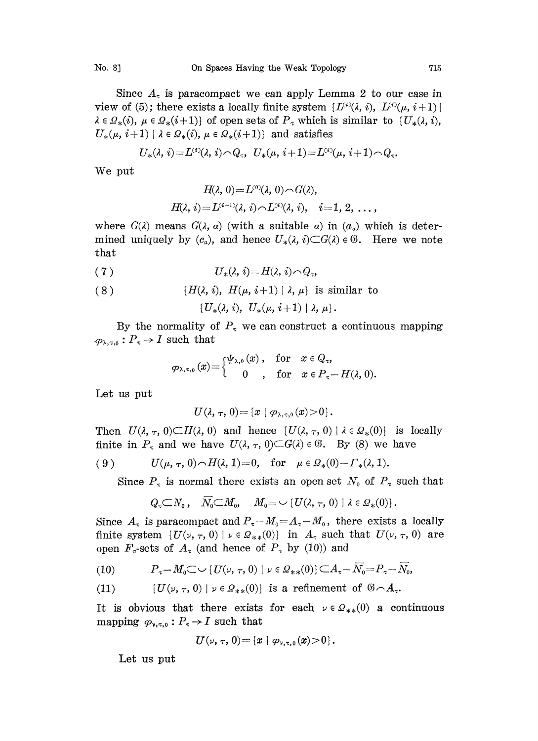Since $A_\tau$ is paracompact we can apply Lemma 2 to our case in view of (5); there exists a locally finite system $\{L^{(i)}(\lambda, i),\ L^{(i)}(\mu, i+1) \mid \lambda \in \Omega_*(i),\ \mu \in \Omega_*(i+1)\}$ of open sets of $P_\tau$ which is similar to $\{U_*(\lambda, i),\ U_*(\mu, i+1) \mid \lambda \in \Omega_*(i),\ \mu \in \Omega_*(i+1)\}$ and satisfies

$$U_*(\lambda, i) = L^{(i)}(\lambda, i) \frown Q_\tau,\quad U_*(\mu, i+1) = L^{(i)}(\mu, i+1) \frown Q_\tau.$$

We put

$$H(\lambda, 0) = L^{(0)}(\lambda, 0) \frown G(\lambda),$$

$$H(\lambda, i) = L^{(i-1)}(\lambda, i) \frown L^{(i)}(\lambda, i),\quad i = 1, 2, \ldots,$$

where $G(\lambda)$ means $G(\lambda, \alpha)$ (with a suitable $\alpha$) in $(a_\alpha)$ which is determined uniquely by $(c_\alpha)$, and hence $U_*(\lambda, i) \subset G(\lambda) \in \mathfrak{G}$. Here we note that

$$U_*(\lambda, i) = H(\lambda, i) \frown Q_\tau, \tag{7}$$

$$\{H(\lambda, i),\ H(\mu, i+1) \mid \lambda, \mu\} \text{ is similar to } \{U_*(\lambda, i),\ U_*(\mu, i+1) \mid \lambda, \mu\}. \tag{8}$$

By the normality of $P_\tau$ we can construct a continuous mapping $\varphi_{\lambda,\tau,0} : P_\tau \to I$ such that

$$\varphi_{\lambda,\tau,0}(x) = \begin{cases} \psi_{\lambda,0}(x), & \text{for } x \in Q_\tau, \\ 0, & \text{for } x \in P_\tau - H(\lambda, 0). \end{cases}$$

Let us put

$$U(\lambda, \tau, 0) = \{x \mid \varphi_{\lambda,\tau,0}(x) > 0\}.$$

Then $U(\lambda, \tau, 0) \subset H(\lambda, 0)$ and hence $\{U(\lambda, \tau, 0) \mid \lambda \in \Omega_*(0)\}$ is locally finite in $P_\tau$ and we have $U(\lambda, \tau, 0) \subset G(\lambda) \in \mathfrak{G}$. By (8) we have

$$U(\mu, \tau, 0) \frown H(\lambda, 1) = 0,\quad \text{for } \mu \in \Omega_*(0) - \Gamma_*(\lambda, 1). \tag{9}$$

Since $P_\tau$ is normal there exists an open set $N_0$ of $P_\tau$ such that

$$Q_\tau \subset N_0,\quad \overline{N}_0 \subset M_0,\quad M_0 = \smile \{U(\lambda, \tau, 0) \mid \lambda \in \Omega_*(0)\}.$$

Since $A_\tau$ is paracompact and $P_\tau - M_0 = A_\tau - M_0$, there exists a locally finite system $\{U(\nu, \tau, 0) \mid \nu \in \Omega_{**}(0)\}$ in $A_\tau$ such that $U(\nu, \tau, 0)$ are open $F_\sigma$-sets of $A_\tau$ (and hence of $P_\tau$ by (10)) and

$$P_\tau - M_0 \subset \smile \{U(\nu, \tau, 0) \mid \nu \in \Omega_{**}(0)\} \subset A_\tau - \overline{N}_0 = P_\tau - \overline{N}_0, \tag{10}$$

$$\{U(\nu, \tau, 0) \mid \nu \in \Omega_{**}(0)\} \text{ is a refinement of } \mathfrak{G} \frown A_\tau. \tag{11}$$

It is obvious that there exists for each $\nu \in \Omega_{**}(0)$ a continuous mapping $\varphi_{\nu,\tau,0} : P_\tau \to I$ such that

$$U(\nu, \tau, 0) = \{x \mid \varphi_{\nu,\tau,0}(x) > 0\}.$$

Let us put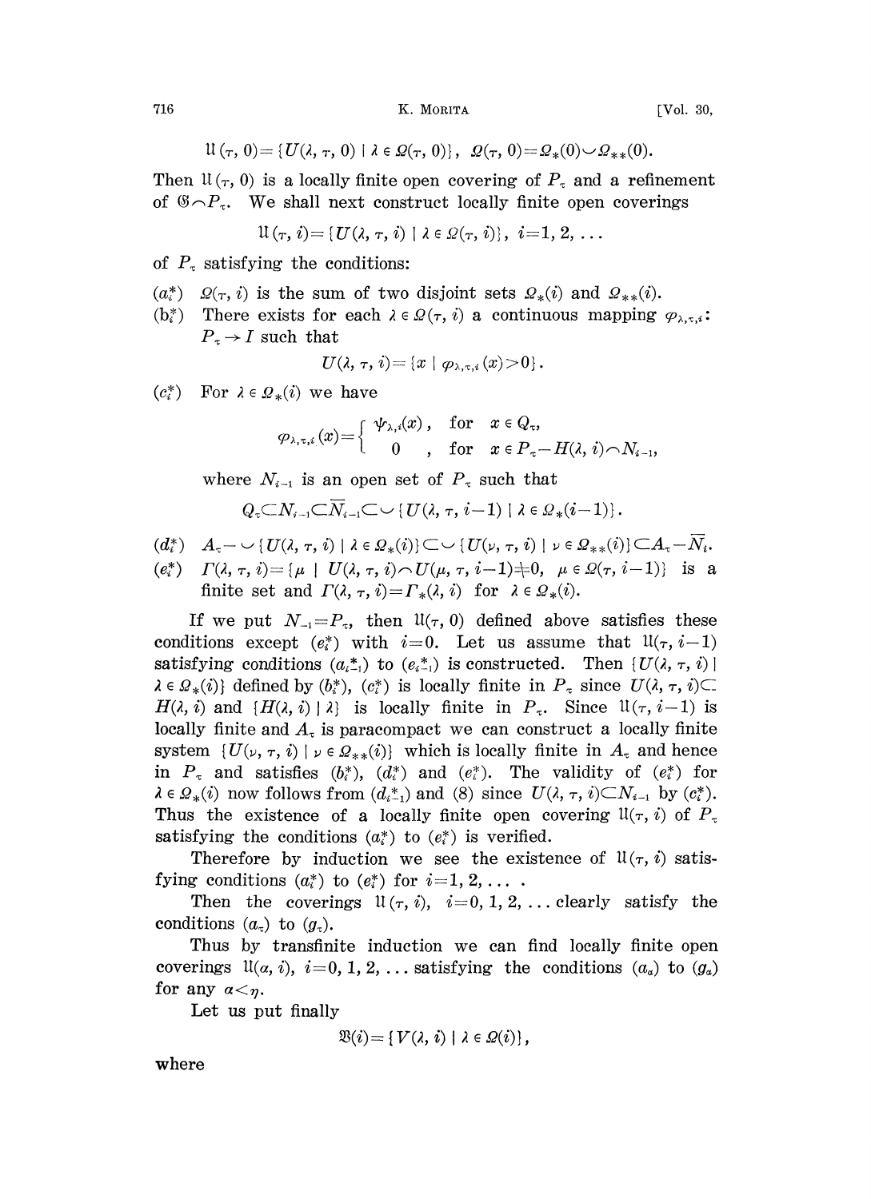$$\mathfrak{U}(\tau, 0) = \{U(\lambda, \tau, 0) \mid \lambda \in \Omega(\tau, 0)\}, \quad \Omega(\tau, 0) = \Omega_*(0) \smile \Omega_{**}(0).$$

Then $\mathfrak{U}(\tau, 0)$ is a locally finite open covering of $P_\tau$ and a refinement of $\mathfrak{G} \frown P_\tau$. We shall next construct locally finite open coverings

$$\mathfrak{U}(\tau, i) = \{U(\lambda, \tau, i) \mid \lambda \in \Omega(\tau, i)\}, \quad i = 1, 2, \dots$$

of $P_\tau$ satisfying the conditions:

($a_i^*$) $\Omega(\tau, i)$ is the sum of two disjoint sets $\Omega_*(i)$ and $\Omega_{**}(i)$.

($b_i^*$) There exists for each $\lambda \in \Omega(\tau, i)$ a continuous mapping $\varphi_{\lambda,\tau,i}: P_\tau \to I$ such that

$$U(\lambda, \tau, i) = \{x \mid \varphi_{\lambda,\tau,i}(x) > 0\}.$$

($c_i^*$) For $\lambda \in \Omega_*(i)$ we have

$$\varphi_{\lambda,\tau,i}(x) = \begin{cases} \psi_{\lambda,i}(x), & \text{for} \quad x \in Q_\tau, \\ 0, & \text{for} \quad x \in P_\tau - H(\lambda, i) \frown N_{i-1}, \end{cases}$$

where $N_{i-1}$ is an open set of $P_\tau$ such that

$$Q_\tau \subset N_{i-1} \subset \overline{N}_{i-1} \subset \smile \{U(\lambda, \tau, i-1) \mid \lambda \in \Omega_*(i-1)\}.$$

($d_i^*$) $A_\tau - \smile \{U(\lambda, \tau, i) \mid \lambda \in \Omega_*(i)\} \subset \smile \{U(\nu, \tau, i) \mid \nu \in \Omega_{**}(i)\} \subset A_\tau - \overline{N}_i$.

($e_i^*$) $\Gamma(\lambda, \tau, i) = \{\mu \mid U(\lambda, \tau, i) \frown U(\mu, \tau, i-1) \neq 0, \ \mu \in \Omega(\tau, i-1)\}$ is a finite set and $\Gamma(\lambda, \tau, i) = \Gamma_*(\lambda, i)$ for $\lambda \in \Omega_*(i)$.

If we put $N_{-1} = P_\tau$, then $\mathfrak{U}(\tau, 0)$ defined above satisfies these conditions except ($e_i^*$) with $i=0$. Let us assume that $\mathfrak{U}(\tau, i-1)$ satisfying conditions ($a_{i-1}^*$) to ($e_{i-1}^*$) is constructed. Then $\{U(\lambda, \tau, i) \mid \lambda \in \Omega_*(i)\}$ defined by ($b_i^*$), ($c_i^*$) is locally finite in $P_\tau$ since $U(\lambda, \tau, i) \subset H(\lambda, i)$ and $\{H(\lambda, i) \mid \lambda\}$ is locally finite in $P_\tau$. Since $\mathfrak{U}(\tau, i-1)$ is locally finite and $A_\tau$ is paracompact we can construct a locally finite system $\{U(\nu, \tau, i) \mid \nu \in \Omega_{**}(i)\}$ which is locally finite in $A_\tau$ and hence in $P_\tau$ and satisfies ($b_i^*$), ($d_i^*$) and ($e_i^*$). The validity of ($e_i^*$) for $\lambda \in \Omega_*(i)$ now follows from ($d_{i-1}^*$) and (8) since $U(\lambda, \tau, i) \subset N_{i-1}$ by ($c_i^*$). Thus the existence of a locally finite open covering $\mathfrak{U}(\tau, i)$ of $P_\tau$ satisfying the conditions ($a_i^*$) to ($e_i^*$) is verified.

Therefore by induction we see the existence of $\mathfrak{U}(\tau, i)$ satisfying conditions ($a_i^*$) to ($e_i^*$) for $i = 1, 2, \dots$ .

Then the coverings $\mathfrak{U}(\tau, i)$, $i = 0, 1, 2, \dots$ clearly satisfy the conditions ($a_\tau$) to ($g_\tau$).

Thus by transfinite induction we can find locally finite open coverings $\mathfrak{U}(\alpha, i)$, $i = 0, 1, 2, \dots$ satisfying the conditions ($a_\alpha$) to ($g_\alpha$) for any $\alpha < \eta$.

Let us put finally

$$\mathfrak{V}(i) = \{V(\lambda, i) \mid \lambda \in \Omega(i)\},$$

where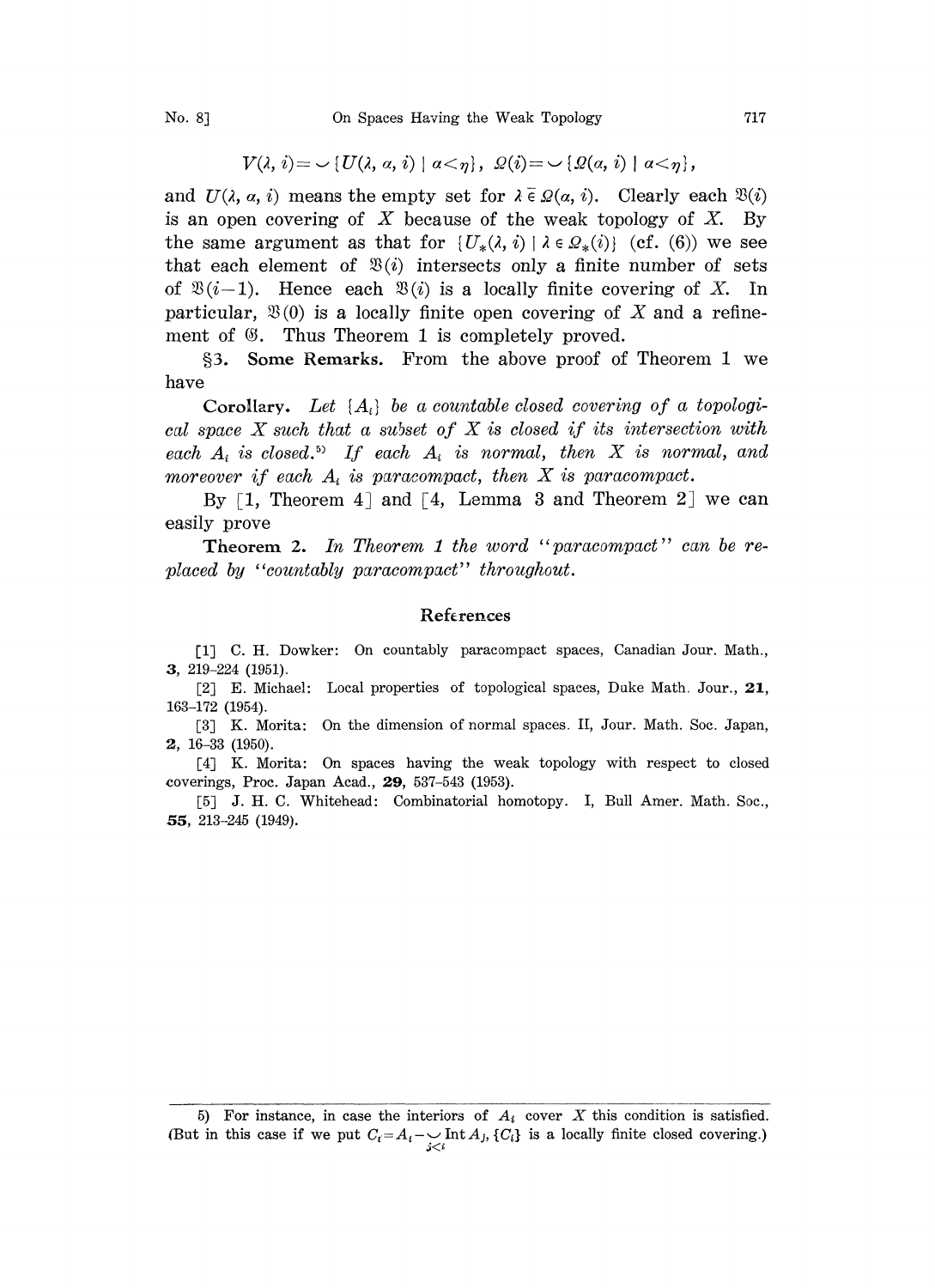$$V(\lambda, i) = \smile \{U(\lambda, \alpha, i) \mid \alpha < \eta\}, \ \Omega(i) = \smile \{\Omega(\alpha, i) \mid \alpha < \eta\},$$

and $U(\lambda, \alpha, i)$ means the empty set for $\lambda \bar{\in} \Omega(\alpha, i)$. Clearly each $\mathfrak{V}(i)$ is an open covering of $X$ because of the weak topology of $X$. By the same argument as that for $\{U_*(\lambda, i) \mid \lambda \in \Omega_*(i)\}$ (cf. (6)) we see that each element of $\mathfrak{V}(i)$ intersects only a finite number of sets of $\mathfrak{V}(i-1)$. Hence each $\mathfrak{V}(i)$ is a locally finite covering of $X$. In particular, $\mathfrak{V}(0)$ is a locally finite open covering of $X$ and a refinement of $\mathfrak{G}$. Thus Theorem 1 is completely proved.

§3. **Some Remarks.** From the above proof of Theorem 1 we have

**Corollary.** *Let $\{A_i\}$ be a countable closed covering of a topological space $X$ such that a subset of $X$ is closed if its intersection with each $A_i$ is closed.*[5] *If each $A_i$ is normal, then $X$ is normal, and moreover if each $A_i$ is paracompact, then $X$ is paracompact.*

By [1, Theorem 4] and [4, Lemma 3 and Theorem 2] we can easily prove

**Theorem 2.** *In Theorem 1 the word "paracompact" can be replaced by "countably paracompact" throughout.*

## References

[1] C. H. Dowker: On countably paracompact spaces, Canadian Jour. Math., **3**, 219–224 (1951).

[2] E. Michael: Local properties of topological spaces, Duke Math. Jour., **21**, 163–172 (1954).

[3] K. Morita: On the dimension of normal spaces. II, Jour. Math. Soc. Japan, **2**, 16–33 (1950).

[4] K. Morita: On spaces having the weak topology with respect to closed coverings, Proc. Japan Acad., **29**, 537–543 (1953).

[5] J. H. C. Whitehead: Combinatorial homotopy. I, Bull Amer. Math. Soc., **55**, 213–245 (1949).

---

5) For instance, in case the interiors of $A_i$ cover $X$ this condition is satisfied. (But in this case if we put $C_i = A_i - \bigcup_{j<i} \operatorname{Int} A_j$, $\{C_i\}$ is a locally finite closed covering.)